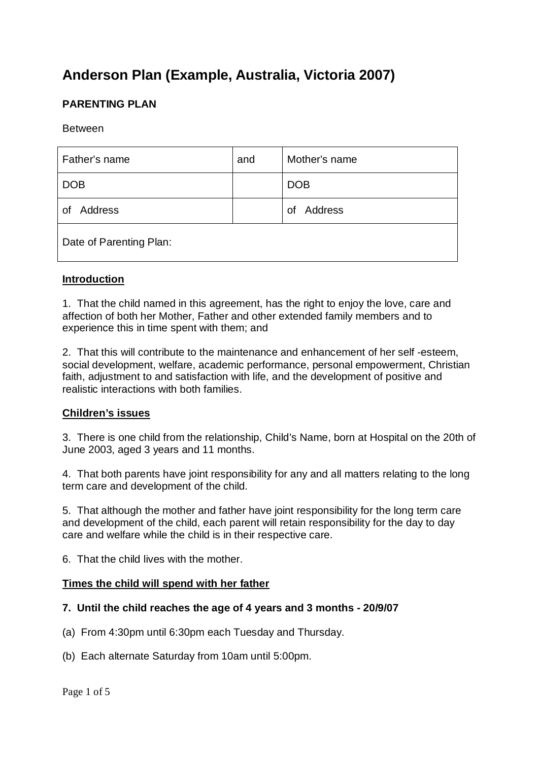# Anderson Plan (Example, Australia, Victoria 2007)

### PARENTING PLAN

Between

| Father's name | and | Mother's name |
|---|---|---|
| DOB | | DOB |
| of Address | | of Address |
| Date of Parenting Plan: | | |

**<u>Introduction</u>**

1. That the child named in this agreement, has the right to enjoy the love, care and affection of both her Mother, Father and other extended family members and to experience this in time spent with them; and

2. That this will contribute to the maintenance and enhancement of her self -esteem, social development, welfare, academic performance, personal empowerment, Christian faith, adjustment to and satisfaction with life, and the development of positive and realistic interactions with both families.

**<u>Children's issues</u>**

3. There is one child from the relationship, Child's Name, born at Hospital on the 20th of June 2003, aged 3 years and 11 months.

4. That both parents have joint responsibility for any and all matters relating to the long term care and development of the child.

5. That although the mother and father have joint responsibility for the long term care and development of the child, each parent will retain responsibility for the day to day care and welfare while the child is in their respective care.

6. That the child lives with the mother.

**<u>Times the child will spend with her father</u>**

**7. Until the child reaches the age of 4 years and 3 months - 20/9/07**

(a) From 4:30pm until 6:30pm each Tuesday and Thursday.

(b) Each alternate Saturday from 10am until 5:00pm.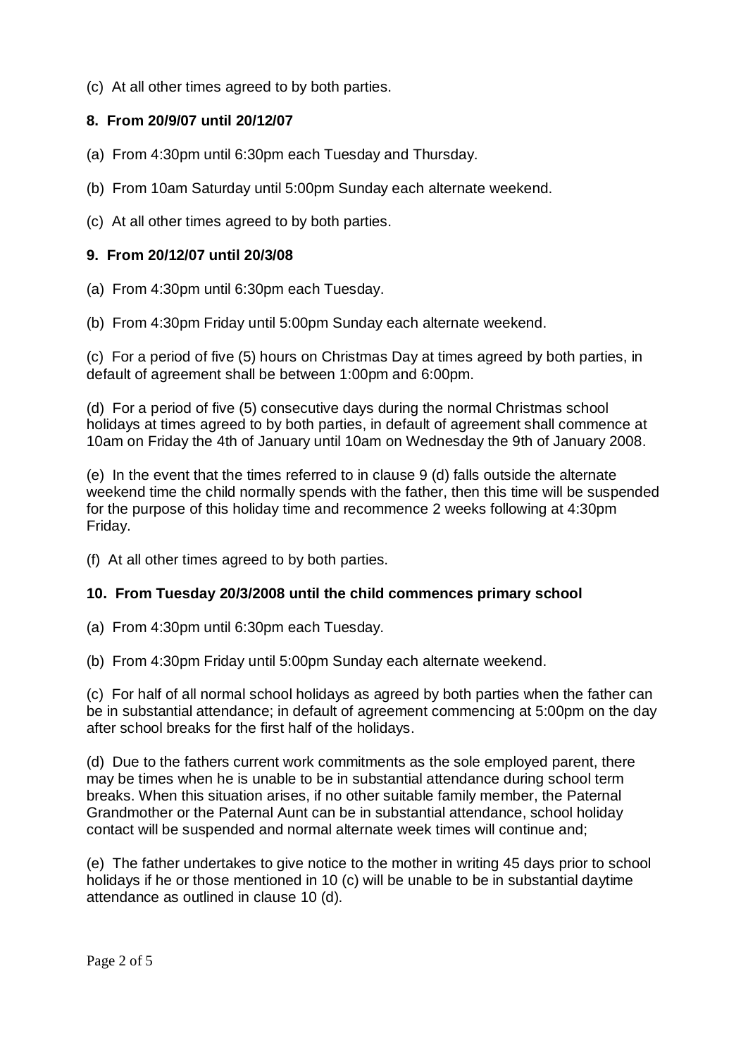(c) At all other times agreed to by both parties.

**8. From 20/9/07 until 20/12/07**

(a) From 4:30pm until 6:30pm each Tuesday and Thursday.

(b) From 10am Saturday until 5:00pm Sunday each alternate weekend.

(c) At all other times agreed to by both parties.

**9. From 20/12/07 until 20/3/08**

(a) From 4:30pm until 6:30pm each Tuesday.

(b) From 4:30pm Friday until 5:00pm Sunday each alternate weekend.

(c) For a period of five (5) hours on Christmas Day at times agreed by both parties, in default of agreement shall be between 1:00pm and 6:00pm.

(d) For a period of five (5) consecutive days during the normal Christmas school holidays at times agreed to by both parties, in default of agreement shall commence at 10am on Friday the 4th of January until 10am on Wednesday the 9th of January 2008.

(e) In the event that the times referred to in clause 9 (d) falls outside the alternate weekend time the child normally spends with the father, then this time will be suspended for the purpose of this holiday time and recommence 2 weeks following at 4:30pm Friday.

(f) At all other times agreed to by both parties.

**10. From Tuesday 20/3/2008 until the child commences primary school**

(a) From 4:30pm until 6:30pm each Tuesday.

(b) From 4:30pm Friday until 5:00pm Sunday each alternate weekend.

(c) For half of all normal school holidays as agreed by both parties when the father can be in substantial attendance; in default of agreement commencing at 5:00pm on the day after school breaks for the first half of the holidays.

(d) Due to the fathers current work commitments as the sole employed parent, there may be times when he is unable to be in substantial attendance during school term breaks. When this situation arises, if no other suitable family member, the Paternal Grandmother or the Paternal Aunt can be in substantial attendance, school holiday contact will be suspended and normal alternate week times will continue and;

(e) The father undertakes to give notice to the mother in writing 45 days prior to school holidays if he or those mentioned in 10 (c) will be unable to be in substantial daytime attendance as outlined in clause 10 (d).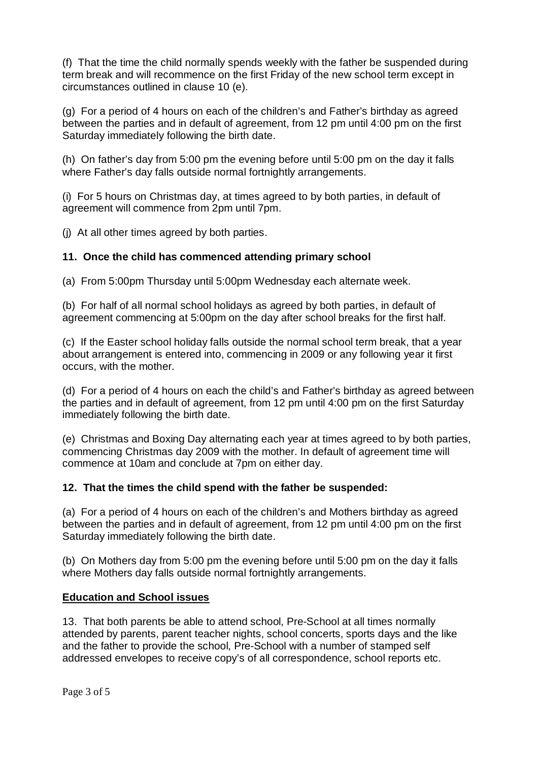(f) That the time the child normally spends weekly with the father be suspended during term break and will recommence on the first Friday of the new school term except in circumstances outlined in clause 10 (e).

(g) For a period of 4 hours on each of the children's and Father's birthday as agreed between the parties and in default of agreement, from 12 pm until 4:00 pm on the first Saturday immediately following the birth date.

(h) On father's day from 5:00 pm the evening before until 5:00 pm on the day it falls where Father's day falls outside normal fortnightly arrangements.

(i) For 5 hours on Christmas day, at times agreed to by both parties, in default of agreement will commence from 2pm until 7pm.

(j) At all other times agreed by both parties.

**11. Once the child has commenced attending primary school**

(a) From 5:00pm Thursday until 5:00pm Wednesday each alternate week.

(b) For half of all normal school holidays as agreed by both parties, in default of agreement commencing at 5:00pm on the day after school breaks for the first half.

(c) If the Easter school holiday falls outside the normal school term break, that a year about arrangement is entered into, commencing in 2009 or any following year it first occurs, with the mother.

(d) For a period of 4 hours on each the child's and Father's birthday as agreed between the parties and in default of agreement, from 12 pm until 4:00 pm on the first Saturday immediately following the birth date.

(e) Christmas and Boxing Day alternating each year at times agreed to by both parties, commencing Christmas day 2009 with the mother. In default of agreement time will commence at 10am and conclude at 7pm on either day.

**12. That the times the child spend with the father be suspended:**

(a) For a period of 4 hours on each of the children's and Mothers birthday as agreed between the parties and in default of agreement, from 12 pm until 4:00 pm on the first Saturday immediately following the birth date.

(b) On Mothers day from 5:00 pm the evening before until 5:00 pm on the day it falls where Mothers day falls outside normal fortnightly arrangements.

**Education and School issues**

13. That both parents be able to attend school, Pre-School at all times normally attended by parents, parent teacher nights, school concerts, sports days and the like and the father to provide the school, Pre-School with a number of stamped self addressed envelopes to receive copy's of all correspondence, school reports etc.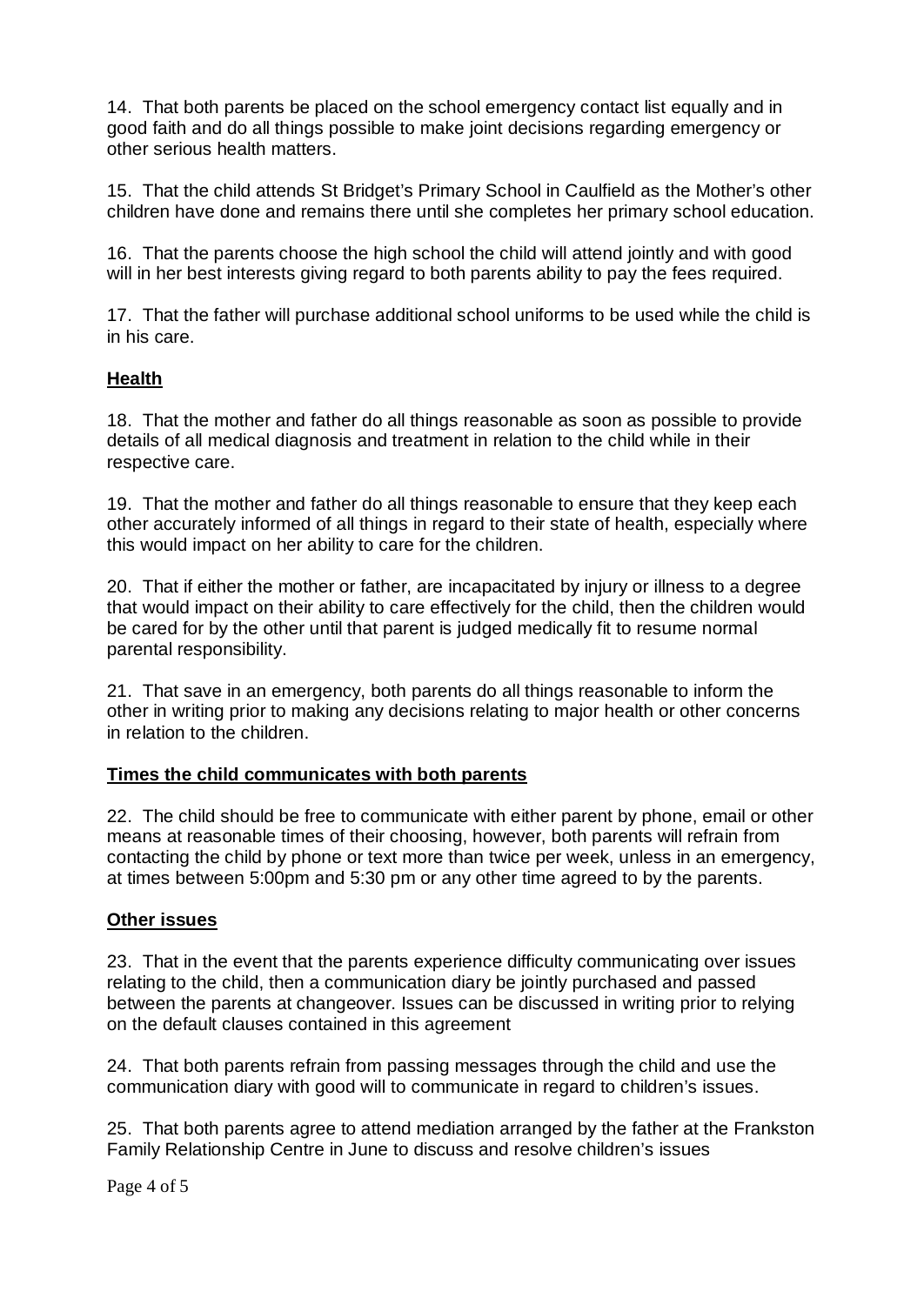14. That both parents be placed on the school emergency contact list equally and in good faith and do all things possible to make joint decisions regarding emergency or other serious health matters.

15. That the child attends St Bridget's Primary School in Caulfield as the Mother's other children have done and remains there until she completes her primary school education.

16. That the parents choose the high school the child will attend jointly and with good will in her best interests giving regard to both parents ability to pay the fees required.

17. That the father will purchase additional school uniforms to be used while the child is in his care.

## Health

18. That the mother and father do all things reasonable as soon as possible to provide details of all medical diagnosis and treatment in relation to the child while in their respective care.

19. That the mother and father do all things reasonable to ensure that they keep each other accurately informed of all things in regard to their state of health, especially where this would impact on her ability to care for the children.

20. That if either the mother or father, are incapacitated by injury or illness to a degree that would impact on their ability to care effectively for the child, then the children would be cared for by the other until that parent is judged medically fit to resume normal parental responsibility.

21. That save in an emergency, both parents do all things reasonable to inform the other in writing prior to making any decisions relating to major health or other concerns in relation to the children.

## Times the child communicates with both parents

22. The child should be free to communicate with either parent by phone, email or other means at reasonable times of their choosing, however, both parents will refrain from contacting the child by phone or text more than twice per week, unless in an emergency, at times between 5:00pm and 5:30 pm or any other time agreed to by the parents.

## Other issues

23. That in the event that the parents experience difficulty communicating over issues relating to the child, then a communication diary be jointly purchased and passed between the parents at changeover. Issues can be discussed in writing prior to relying on the default clauses contained in this agreement

24. That both parents refrain from passing messages through the child and use the communication diary with good will to communicate in regard to children's issues.

25. That both parents agree to attend mediation arranged by the father at the Frankston Family Relationship Centre in June to discuss and resolve children's issues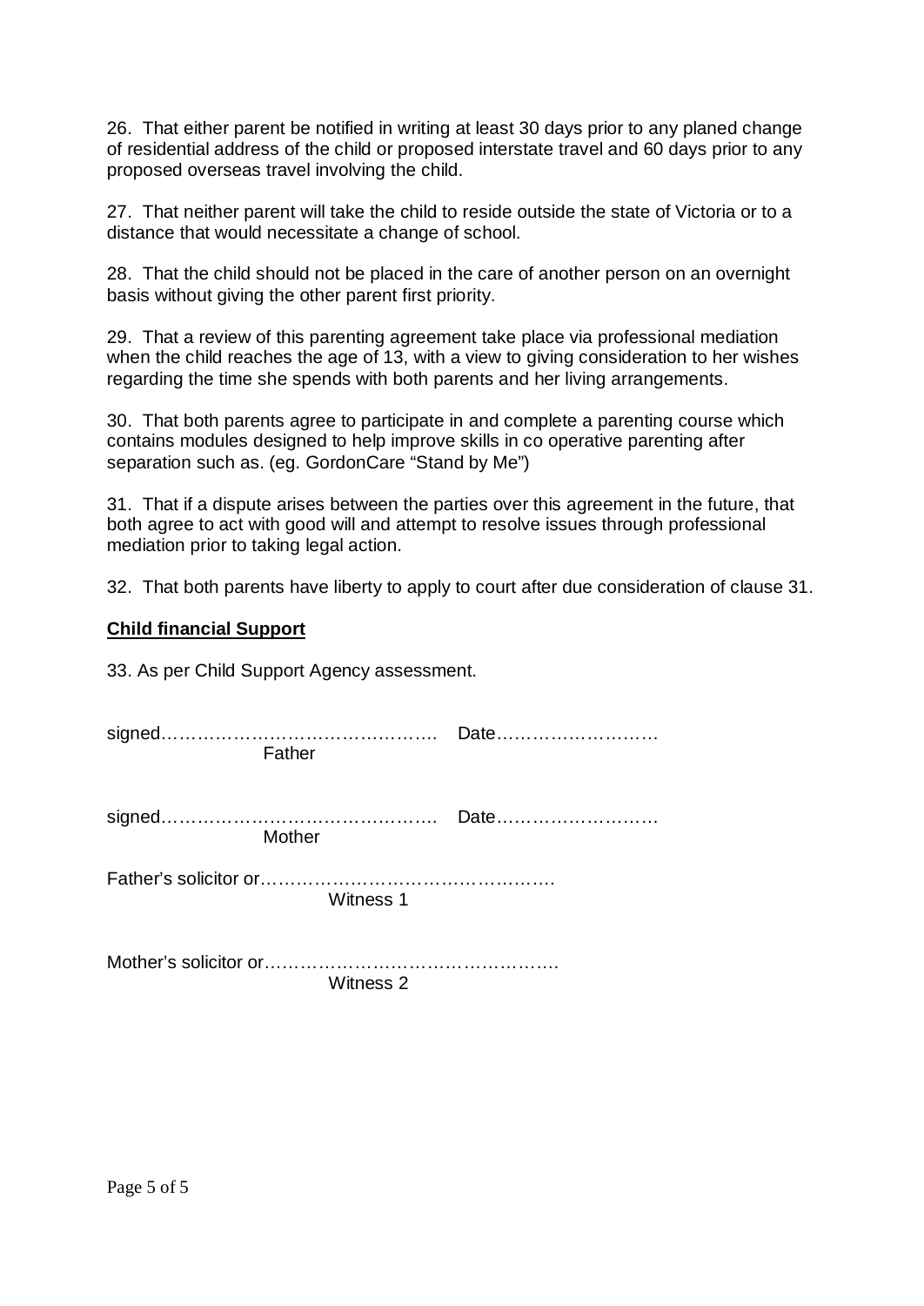26. That either parent be notified in writing at least 30 days prior to any planed change of residential address of the child or proposed interstate travel and 60 days prior to any proposed overseas travel involving the child.

27. That neither parent will take the child to reside outside the state of Victoria or to a distance that would necessitate a change of school.

28. That the child should not be placed in the care of another person on an overnight basis without giving the other parent first priority.

29. That a review of this parenting agreement take place via professional mediation when the child reaches the age of 13, with a view to giving consideration to her wishes regarding the time she spends with both parents and her living arrangements.

30. That both parents agree to participate in and complete a parenting course which contains modules designed to help improve skills in co operative parenting after separation such as. (eg. GordonCare "Stand by Me")

31. That if a dispute arises between the parties over this agreement in the future, that both agree to act with good will and attempt to resolve issues through professional mediation prior to taking legal action.

32. That both parents have liberty to apply to court after due consideration of clause 31.

**Child financial Support**

33. As per Child Support Agency assessment.

signed………………………………………. Date………………………
Father

signed………………………………………. Date………………………
Mother

Father's solicitor or………………………………………….
Witness 1

Mother's solicitor or………………………………………….
Witness 2